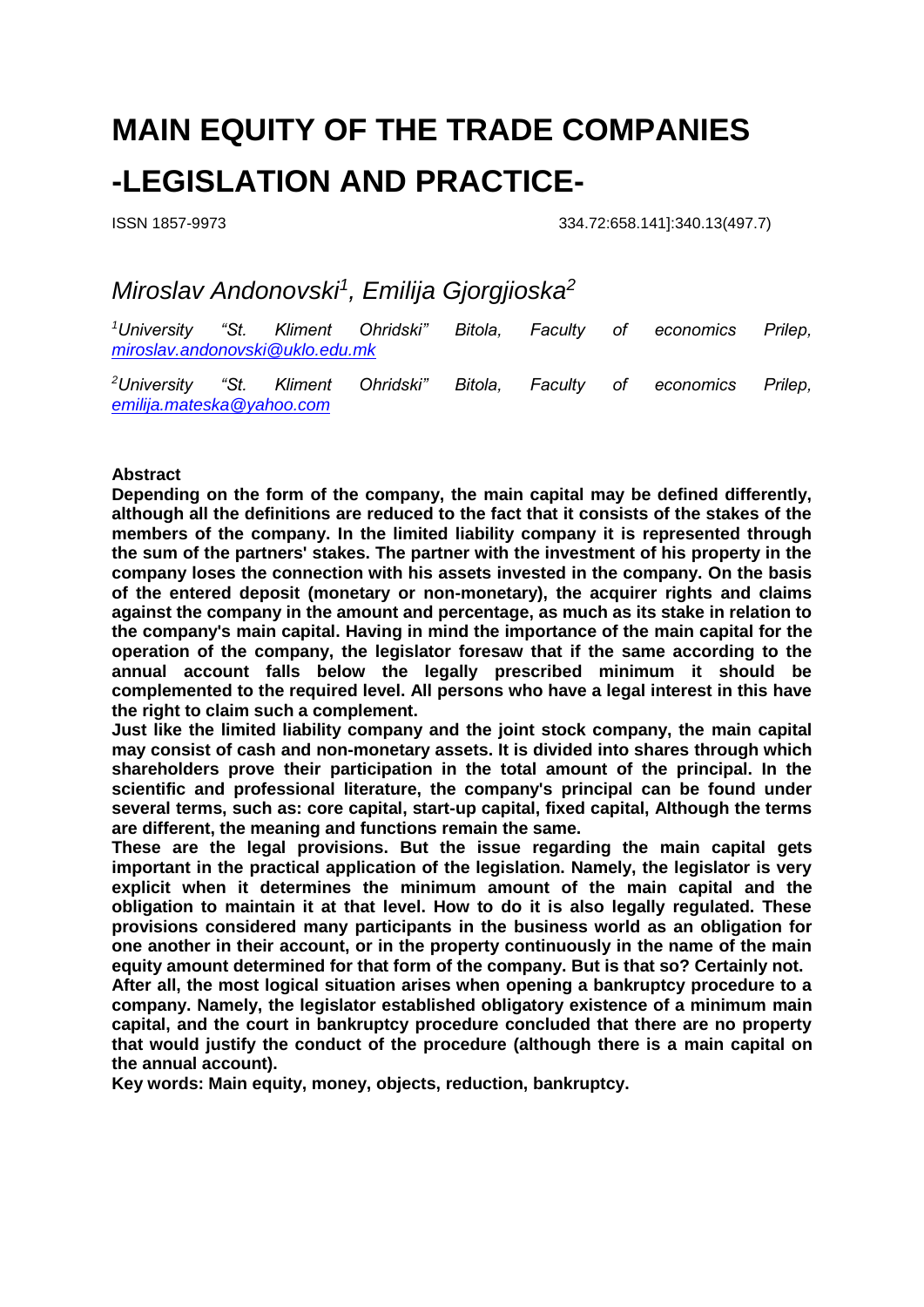# MAIN EQUITY OF THE TRADE COMPANIES -LEGISLATION AND PRACTICE-

ISSN 1857-9973 334.72:658.141]:340.13(497.7)

## *Miroslav Andonovski*[1], *Emilija Gjorgjioska*[2]

[1]*University "St. Kliment Ohridski" Bitola, Faculty of economics Prilep, miroslav.andonovski@uklo.edu.mk*

[2]*University "St. Kliment Ohridski" Bitola, Faculty of economics Prilep, emilija.mateska@yahoo.com*

**Abstract**

**Depending on the form of the company, the main capital may be defined differently, although all the definitions are reduced to the fact that it consists of the stakes of the members of the company. In the limited liability company it is represented through the sum of the partners' stakes. The partner with the investment of his property in the company loses the connection with his assets invested in the company. On the basis of the entered deposit (monetary or non-monetary), the acquirer rights and claims against the company in the amount and percentage, as much as its stake in relation to the company's main capital. Having in mind the importance of the main capital for the operation of the company, the legislator foresaw that if the same according to the annual account falls below the legally prescribed minimum it should be complemented to the required level. All persons who have a legal interest in this have the right to claim such a complement.**

**Just like the limited liability company and the joint stock company, the main capital may consist of cash and non-monetary assets. It is divided into shares through which shareholders prove their participation in the total amount of the principal. In the scientific and professional literature, the company's principal can be found under several terms, such as: core capital, start-up capital, fixed capital, Although the terms are different, the meaning and functions remain the same.**

**These are the legal provisions. But the issue regarding the main capital gets important in the practical application of the legislation. Namely, the legislator is very explicit when it determines the minimum amount of the main capital and the obligation to maintain it at that level. How to do it is also legally regulated. These provisions considered many participants in the business world as an obligation for one another in their account, or in the property continuously in the name of the main equity amount determined for that form of the company. But is that so? Certainly not.**

**After all, the most logical situation arises when opening a bankruptcy procedure to a company. Namely, the legislator established obligatory existence of a minimum main capital, and the court in bankruptcy procedure concluded that there are no property that would justify the conduct of the procedure (although there is a main capital on the annual account).**

**Key words: Main equity, money, objects, reduction, bankruptcy.**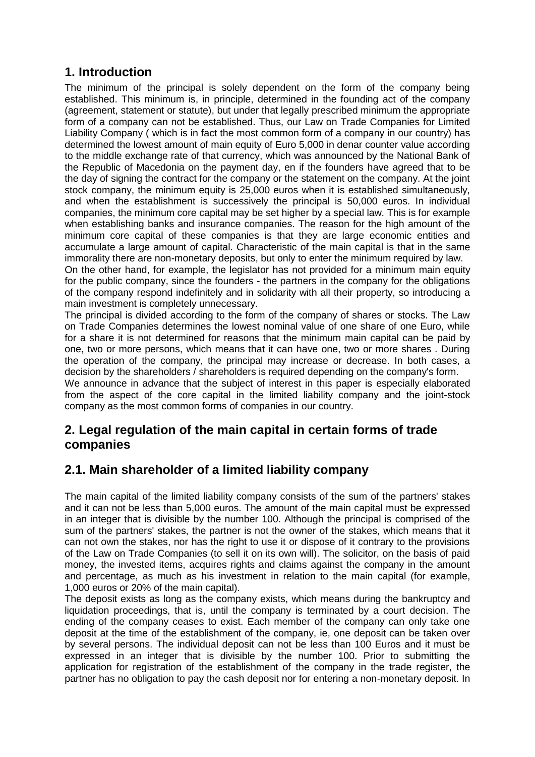## 1. Introduction

The minimum of the principal is solely dependent on the form of the company being established. This minimum is, in principle, determined in the founding act of the company (agreement, statement or statute), but under that legally prescribed minimum the appropriate form of a company can not be established. Thus, our Law on Trade Companies for Limited Liability Company ( which is in fact the most common form of a company in our country) has determined the lowest amount of main equity of Euro 5,000 in denar counter value according to the middle exchange rate of that currency, which was announced by the National Bank of the Republic of Macedonia on the payment day, en if the founders have agreed that to be the day of signing the contract for the company or the statement on the company. At the joint stock company, the minimum equity is 25,000 euros when it is established simultaneously, and when the establishment is successively the principal is 50,000 euros. In individual companies, the minimum core capital may be set higher by a special law. This is for example when establishing banks and insurance companies. The reason for the high amount of the minimum core capital of these companies is that they are large economic entities and accumulate a large amount of capital. Characteristic of the main capital is that in the same immorality there are non-monetary deposits, but only to enter the minimum required by law.

On the other hand, for example, the legislator has not provided for a minimum main equity for the public company, since the founders - the partners in the company for the obligations of the company respond indefinitely and in solidarity with all their property, so introducing a main investment is completely unnecessary.

The principal is divided according to the form of the company of shares or stocks. The Law on Trade Companies determines the lowest nominal value of one share of one Euro, while for a share it is not determined for reasons that the minimum main capital can be paid by one, two or more persons, which means that it can have one, two or more shares . During the operation of the company, the principal may increase or decrease. In both cases, a decision by the shareholders / shareholders is required depending on the company's form.

We announce in advance that the subject of interest in this paper is especially elaborated from the aspect of the core capital in the limited liability company and the joint-stock company as the most common forms of companies in our country.

## 2. Legal regulation of the main capital in certain forms of trade companies

## 2.1. Main shareholder of a limited liability company

The main capital of the limited liability company consists of the sum of the partners' stakes and it can not be less than 5,000 euros. The amount of the main capital must be expressed in an integer that is divisible by the number 100. Although the principal is comprised of the sum of the partners' stakes, the partner is not the owner of the stakes, which means that it can not own the stakes, nor has the right to use it or dispose of it contrary to the provisions of the Law on Trade Companies (to sell it on its own will). The solicitor, on the basis of paid money, the invested items, acquires rights and claims against the company in the amount and percentage, as much as his investment in relation to the main capital (for example, 1,000 euros or 20% of the main capital).

The deposit exists as long as the company exists, which means during the bankruptcy and liquidation proceedings, that is, until the company is terminated by a court decision. The ending of the company ceases to exist. Each member of the company can only take one deposit at the time of the establishment of the company, ie, one deposit can be taken over by several persons. The individual deposit can not be less than 100 Euros and it must be expressed in an integer that is divisible by the number 100. Prior to submitting the application for registration of the establishment of the company in the trade register, the partner has no obligation to pay the cash deposit nor for entering a non-monetary deposit. In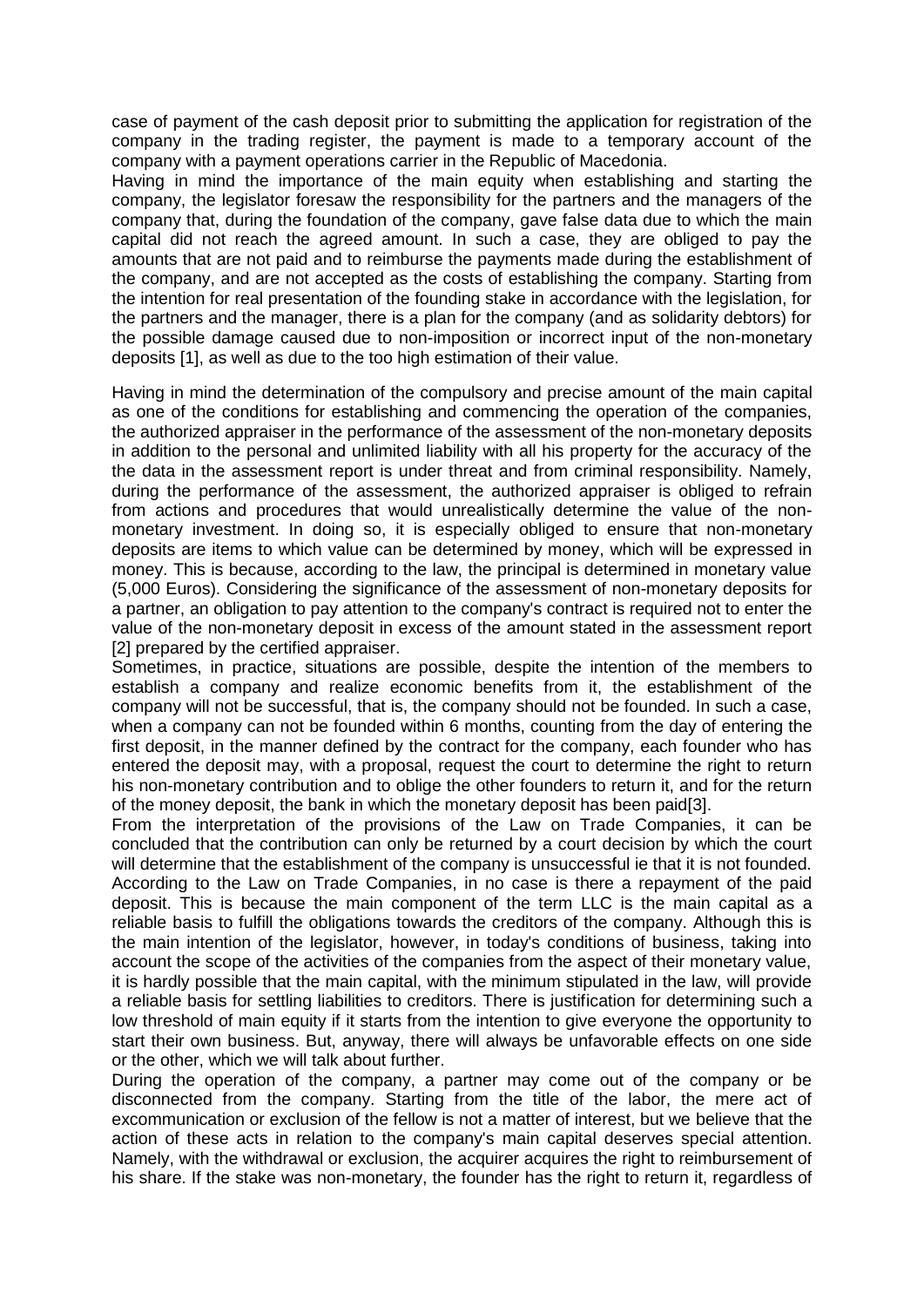case of payment of the cash deposit prior to submitting the application for registration of the company in the trading register, the payment is made to a temporary account of the company with a payment operations carrier in the Republic of Macedonia.

Having in mind the importance of the main equity when establishing and starting the company, the legislator foresaw the responsibility for the partners and the managers of the company that, during the foundation of the company, gave false data due to which the main capital did not reach the agreed amount. In such a case, they are obliged to pay the amounts that are not paid and to reimburse the payments made during the establishment of the company, and are not accepted as the costs of establishing the company. Starting from the intention for real presentation of the founding stake in accordance with the legislation, for the partners and the manager, there is a plan for the company (and as solidarity debtors) for the possible damage caused due to non-imposition or incorrect input of the non-monetary deposits [1], as well as due to the too high estimation of their value.

Having in mind the determination of the compulsory and precise amount of the main capital as one of the conditions for establishing and commencing the operation of the companies, the authorized appraiser in the performance of the assessment of the non-monetary deposits in addition to the personal and unlimited liability with all his property for the accuracy of the data in the assessment report is under threat and from criminal responsibility. Namely, during the performance of the assessment, the authorized appraiser is obliged to refrain from actions and procedures that would unrealistically determine the value of the non-monetary investment. In doing so, it is especially obliged to ensure that non-monetary deposits are items to which value can be determined by money, which will be expressed in money. This is because, according to the law, the principal is determined in monetary value (5,000 Euros). Considering the significance of the assessment of non-monetary deposits for a partner, an obligation to pay attention to the company's contract is required not to enter the value of the non-monetary deposit in excess of the amount stated in the assessment report [2] prepared by the certified appraiser.

Sometimes, in practice, situations are possible, despite the intention of the members to establish a company and realize economic benefits from it, the establishment of the company will not be successful, that is, the company should not be founded. In such a case, when a company can not be founded within 6 months, counting from the day of entering the first deposit, in the manner defined by the contract for the company, each founder who has entered the deposit may, with a proposal, request the court to determine the right to return his non-monetary contribution and to oblige the other founders to return it, and for the return of the money deposit, the bank in which the monetary deposit has been paid[3].

From the interpretation of the provisions of the Law on Trade Companies, it can be concluded that the contribution can only be returned by a court decision by which the court will determine that the establishment of the company is unsuccessful ie that it is not founded. According to the Law on Trade Companies, in no case is there a repayment of the paid deposit. This is because the main component of the term LLC is the main capital as a reliable basis to fulfill the obligations towards the creditors of the company. Although this is the main intention of the legislator, however, in today's conditions of business, taking into account the scope of the activities of the companies from the aspect of their monetary value, it is hardly possible that the main capital, with the minimum stipulated in the law, will provide a reliable basis for settling liabilities to creditors. There is justification for determining such a low threshold of main equity if it starts from the intention to give everyone the opportunity to start their own business. But, anyway, there will always be unfavorable effects on one side or the other, which we will talk about further.

During the operation of the company, a partner may come out of the company or be disconnected from the company. Starting from the title of the labor, the mere act of excommunication or exclusion of the fellow is not a matter of interest, but we believe that the action of these acts in relation to the company's main capital deserves special attention. Namely, with the withdrawal or exclusion, the acquirer acquires the right to reimbursement of his share. If the stake was non-monetary, the founder has the right to return it, regardless of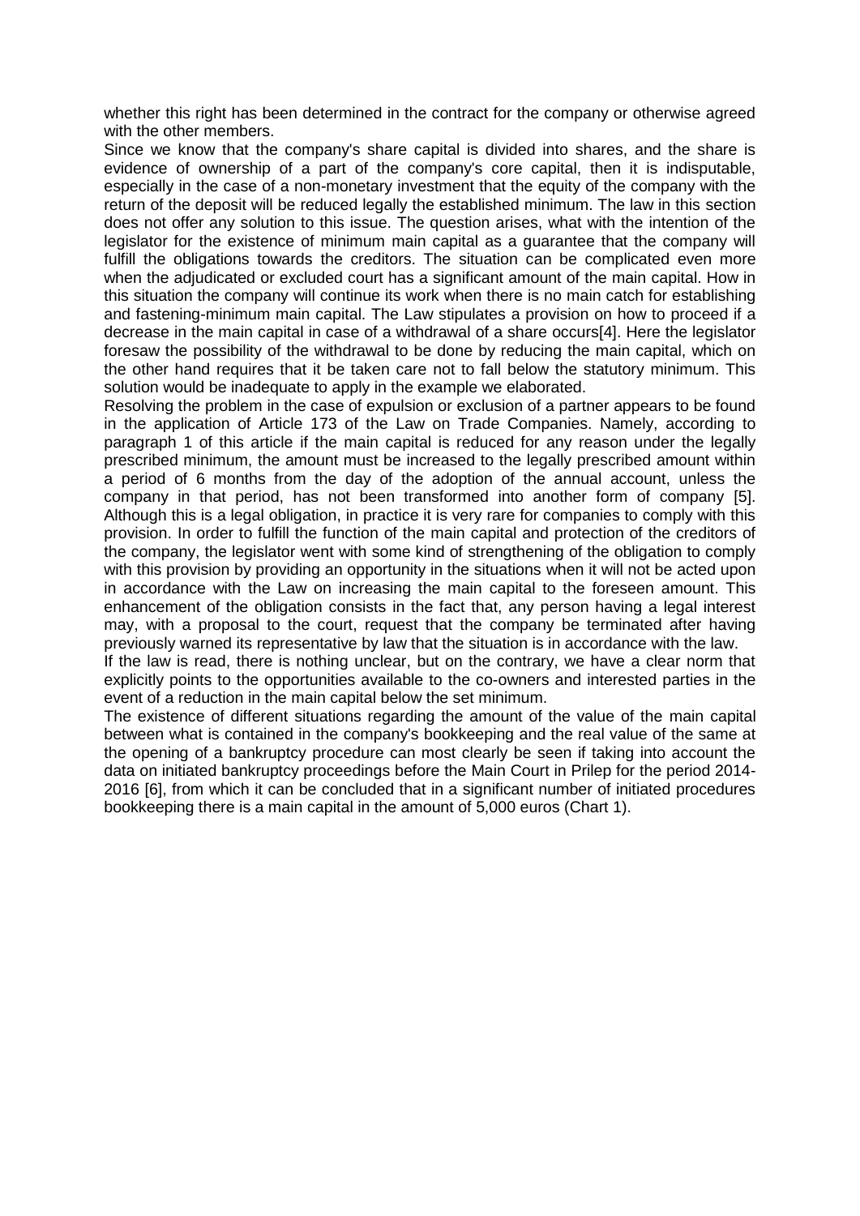whether this right has been determined in the contract for the company or otherwise agreed with the other members.

Since we know that the company's share capital is divided into shares, and the share is evidence of ownership of a part of the company's core capital, then it is indisputable, especially in the case of a non-monetary investment that the equity of the company with the return of the deposit will be reduced legally the established minimum. The law in this section does not offer any solution to this issue. The question arises, what with the intention of the legislator for the existence of minimum main capital as a guarantee that the company will fulfill the obligations towards the creditors. The situation can be complicated even more when the adjudicated or excluded court has a significant amount of the main capital. How in this situation the company will continue its work when there is no main catch for establishing and fastening-minimum main capital. The Law stipulates a provision on how to proceed if a decrease in the main capital in case of a withdrawal of a share occurs[4]. Here the legislator foresaw the possibility of the withdrawal to be done by reducing the main capital, which on the other hand requires that it be taken care not to fall below the statutory minimum. This solution would be inadequate to apply in the example we elaborated.

Resolving the problem in the case of expulsion or exclusion of a partner appears to be found in the application of Article 173 of the Law on Trade Companies. Namely, according to paragraph 1 of this article if the main capital is reduced for any reason under the legally prescribed minimum, the amount must be increased to the legally prescribed amount within a period of 6 months from the day of the adoption of the annual account, unless the company in that period, has not been transformed into another form of company [5]. Although this is a legal obligation, in practice it is very rare for companies to comply with this provision. In order to fulfill the function of the main capital and protection of the creditors of the company, the legislator went with some kind of strengthening of the obligation to comply with this provision by providing an opportunity in the situations when it will not be acted upon in accordance with the Law on increasing the main capital to the foreseen amount. This enhancement of the obligation consists in the fact that, any person having a legal interest may, with a proposal to the court, request that the company be terminated after having previously warned its representative by law that the situation is in accordance with the law.

If the law is read, there is nothing unclear, but on the contrary, we have a clear norm that explicitly points to the opportunities available to the co-owners and interested parties in the event of a reduction in the main capital below the set minimum.

The existence of different situations regarding the amount of the value of the main capital between what is contained in the company's bookkeeping and the real value of the same at the opening of a bankruptcy procedure can most clearly be seen if taking into account the data on initiated bankruptcy proceedings before the Main Court in Prilep for the period 2014-2016 [6], from which it can be concluded that in a significant number of initiated procedures bookkeeping there is a main capital in the amount of 5,000 euros (Chart 1).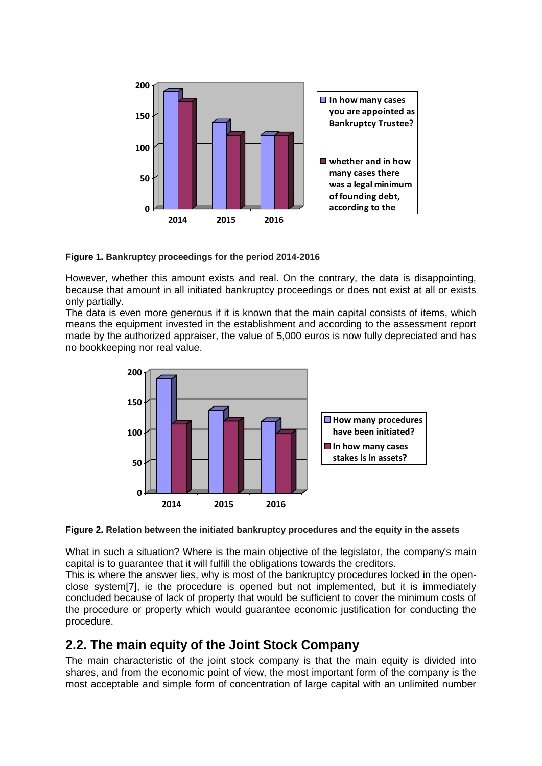**Figure 1. Bankruptcy proceedings for the period 2014-2016**

However, whether this amount exists and real. On the contrary, the data is disappointing, because that amount in all initiated bankruptcy proceedings or does not exist at all or exists only partially.
The data is even more generous if it is known that the main capital consists of items, which means the equipment invested in the establishment and according to the assessment report made by the authorized appraiser, the value of 5,000 euros is now fully depreciated and has no bookkeeping nor real value.

**Figure 2. Relation between the initiated bankruptcy procedures and the equity in the assets**

What in such a situation? Where is the main objective of the legislator, the company's main capital is to guarantee that it will fulfill the obligations towards the creditors.
This is where the answer lies, why is most of the bankruptcy procedures locked in the open-close system[7], ie the procedure is opened but not implemented, but it is immediately concluded because of lack of property that would be sufficient to cover the minimum costs of the procedure or property which would guarantee economic justification for conducting the procedure.

## 2.2. The main equity of the Joint Stock Company

The main characteristic of the joint stock company is that the main equity is divided into shares, and from the economic point of view, the most important form of the company is the most acceptable and simple form of concentration of large capital with an unlimited number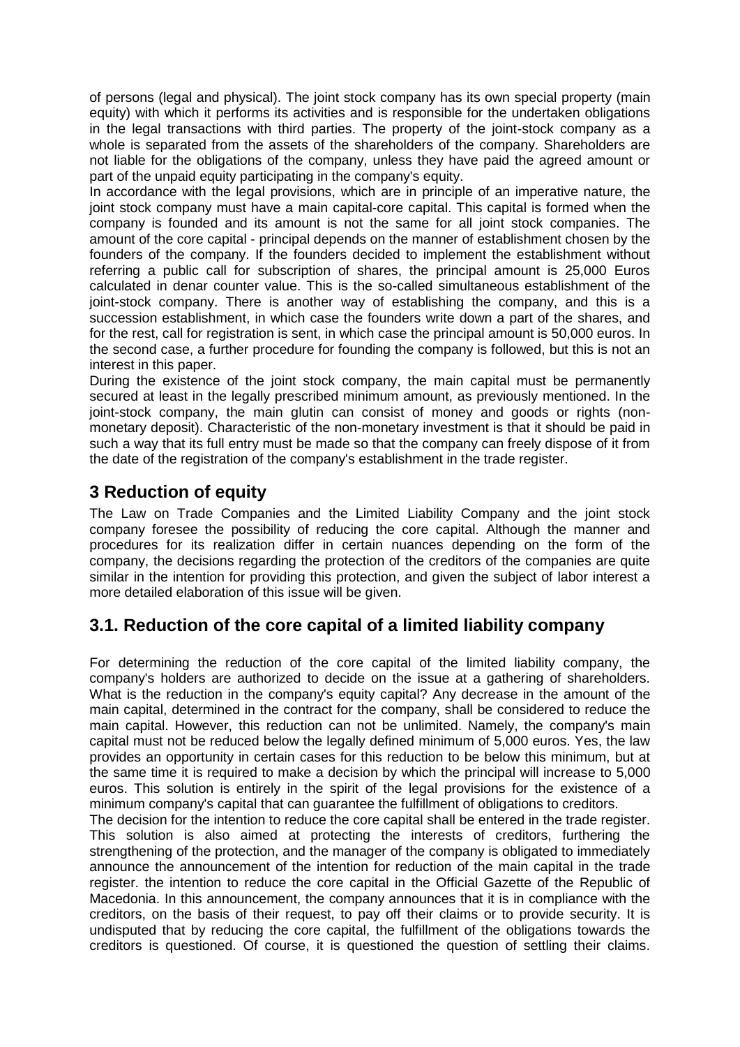of persons (legal and physical). The joint stock company has its own special property (main equity) with which it performs its activities and is responsible for the undertaken obligations in the legal transactions with third parties. The property of the joint-stock company as a whole is separated from the assets of the shareholders of the company. Shareholders are not liable for the obligations of the company, unless they have paid the agreed amount or part of the unpaid equity participating in the company's equity.

In accordance with the legal provisions, which are in principle of an imperative nature, the joint stock company must have a main capital-core capital. This capital is formed when the company is founded and its amount is not the same for all joint stock companies. The amount of the core capital - principal depends on the manner of establishment chosen by the founders of the company. If the founders decided to implement the establishment without referring a public call for subscription of shares, the principal amount is 25,000 Euros calculated in denar counter value. This is the so-called simultaneous establishment of the joint-stock company. There is another way of establishing the company, and this is a succession establishment, in which case the founders write down a part of the shares, and for the rest, call for registration is sent, in which case the principal amount is 50,000 euros. In the second case, a further procedure for founding the company is followed, but this is not an interest in this paper.

During the existence of the joint stock company, the main capital must be permanently secured at least in the legally prescribed minimum amount, as previously mentioned. In the joint-stock company, the main glutin can consist of money and goods or rights (non-monetary deposit). Characteristic of the non-monetary investment is that it should be paid in such a way that its full entry must be made so that the company can freely dispose of it from the date of the registration of the company's establishment in the trade register.

## 3 Reduction of equity

The Law on Trade Companies and the Limited Liability Company and the joint stock company foresee the possibility of reducing the core capital. Although the manner and procedures for its realization differ in certain nuances depending on the form of the company, the decisions regarding the protection of the creditors of the companies are quite similar in the intention for providing this protection, and given the subject of labor interest a more detailed elaboration of this issue will be given.

## 3.1. Reduction of the core capital of a limited liability company

For determining the reduction of the core capital of the limited liability company, the company's holders are authorized to decide on the issue at a gathering of shareholders. What is the reduction in the company's equity capital? Any decrease in the amount of the main capital, determined in the contract for the company, shall be considered to reduce the main capital. However, this reduction can not be unlimited. Namely, the company's main capital must not be reduced below the legally defined minimum of 5,000 euros. Yes, the law provides an opportunity in certain cases for this reduction to be below this minimum, but at the same time it is required to make a decision by which the principal will increase to 5,000 euros. This solution is entirely in the spirit of the legal provisions for the existence of a minimum company's capital that can guarantee the fulfillment of obligations to creditors.

The decision for the intention to reduce the core capital shall be entered in the trade register. This solution is also aimed at protecting the interests of creditors, furthering the strengthening of the protection, and the manager of the company is obligated to immediately announce the announcement of the intention for reduction of the main capital in the trade register. the intention to reduce the core capital in the Official Gazette of the Republic of Macedonia. In this announcement, the company announces that it is in compliance with the creditors, on the basis of their request, to pay off their claims or to provide security. It is undisputed that by reducing the core capital, the fulfillment of the obligations towards the creditors is questioned. Of course, it is questioned the question of settling their claims.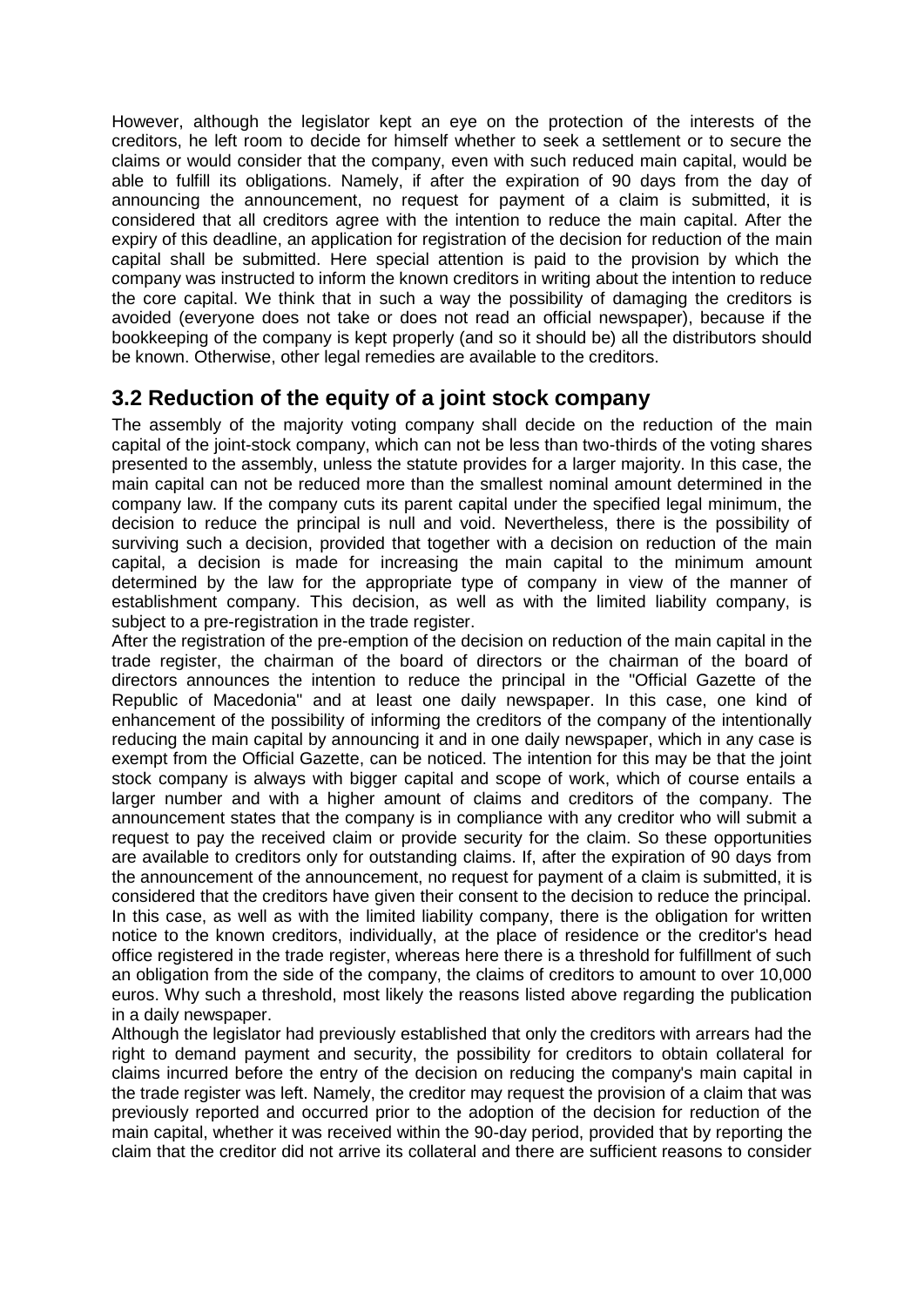However, although the legislator kept an eye on the protection of the interests of the creditors, he left room to decide for himself whether to seek a settlement or to secure the claims or would consider that the company, even with such reduced main capital, would be able to fulfill its obligations. Namely, if after the expiration of 90 days from the day of announcing the announcement, no request for payment of a claim is submitted, it is considered that all creditors agree with the intention to reduce the main capital. After the expiry of this deadline, an application for registration of the decision for reduction of the main capital shall be submitted. Here special attention is paid to the provision by which the company was instructed to inform the known creditors in writing about the intention to reduce the core capital. We think that in such a way the possibility of damaging the creditors is avoided (everyone does not take or does not read an official newspaper), because if the bookkeeping of the company is kept properly (and so it should be) all the distributors should be known. Otherwise, other legal remedies are available to the creditors.

## 3.2 Reduction of the equity of a joint stock company

The assembly of the majority voting company shall decide on the reduction of the main capital of the joint-stock company, which can not be less than two-thirds of the voting shares presented to the assembly, unless the statute provides for a larger majority. In this case, the main capital can not be reduced more than the smallest nominal amount determined in the company law. If the company cuts its parent capital under the specified legal minimum, the decision to reduce the principal is null and void. Nevertheless, there is the possibility of surviving such a decision, provided that together with a decision on reduction of the main capital, a decision is made for increasing the main capital to the minimum amount determined by the law for the appropriate type of company in view of the manner of establishment company. This decision, as well as with the limited liability company, is subject to a pre-registration in the trade register.

After the registration of the pre-emption of the decision on reduction of the main capital in the trade register, the chairman of the board of directors or the chairman of the board of directors announces the intention to reduce the principal in the "Official Gazette of the Republic of Macedonia" and at least one daily newspaper. In this case, one kind of enhancement of the possibility of informing the creditors of the company of the intentionally reducing the main capital by announcing it and in one daily newspaper, which in any case is exempt from the Official Gazette, can be noticed. The intention for this may be that the joint stock company is always with bigger capital and scope of work, which of course entails a larger number and with a higher amount of claims and creditors of the company. The announcement states that the company is in compliance with any creditor who will submit a request to pay the received claim or provide security for the claim. So these opportunities are available to creditors only for outstanding claims. If, after the expiration of 90 days from the announcement of the announcement, no request for payment of a claim is submitted, it is considered that the creditors have given their consent to the decision to reduce the principal. In this case, as well as with the limited liability company, there is the obligation for written notice to the known creditors, individually, at the place of residence or the creditor's head office registered in the trade register, whereas here there is a threshold for fulfillment of such an obligation from the side of the company, the claims of creditors to amount to over 10,000 euros. Why such a threshold, most likely the reasons listed above regarding the publication in a daily newspaper.

Although the legislator had previously established that only the creditors with arrears had the right to demand payment and security, the possibility for creditors to obtain collateral for claims incurred before the entry of the decision on reducing the company's main capital in the trade register was left. Namely, the creditor may request the provision of a claim that was previously reported and occurred prior to the adoption of the decision for reduction of the main capital, whether it was received within the 90-day period, provided that by reporting the claim that the creditor did not arrive its collateral and there are sufficient reasons to consider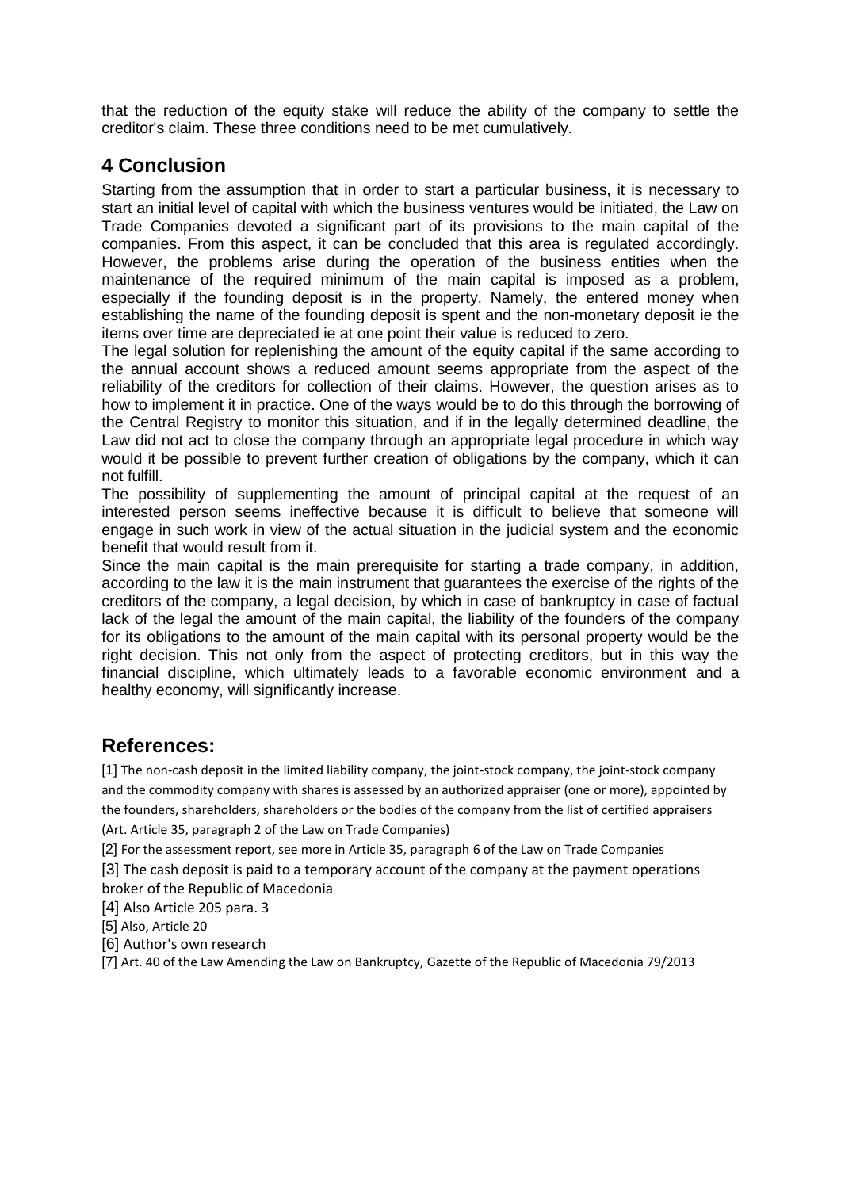that the reduction of the equity stake will reduce the ability of the company to settle the creditor's claim. These three conditions need to be met cumulatively.

## 4 Conclusion

Starting from the assumption that in order to start a particular business, it is necessary to start an initial level of capital with which the business ventures would be initiated, the Law on Trade Companies devoted a significant part of its provisions to the main capital of the companies. From this aspect, it can be concluded that this area is regulated accordingly. However, the problems arise during the operation of the business entities when the maintenance of the required minimum of the main capital is imposed as a problem, especially if the founding deposit is in the property. Namely, the entered money when establishing the name of the founding deposit is spent and the non-monetary deposit ie the items over time are depreciated ie at one point their value is reduced to zero.

The legal solution for replenishing the amount of the equity capital if the same according to the annual account shows a reduced amount seems appropriate from the aspect of the reliability of the creditors for collection of their claims. However, the question arises as to how to implement it in practice. One of the ways would be to do this through the borrowing of the Central Registry to monitor this situation, and if in the legally determined deadline, the Law did not act to close the company through an appropriate legal procedure in which way would it be possible to prevent further creation of obligations by the company, which it can not fulfill.

The possibility of supplementing the amount of principal capital at the request of an interested person seems ineffective because it is difficult to believe that someone will engage in such work in view of the actual situation in the judicial system and the economic benefit that would result from it.

Since the main capital is the main prerequisite for starting a trade company, in addition, according to the law it is the main instrument that guarantees the exercise of the rights of the creditors of the company, a legal decision, by which in case of bankruptcy in case of factual lack of the legal the amount of the main capital, the liability of the founders of the company for its obligations to the amount of the main capital with its personal property would be the right decision. This not only from the aspect of protecting creditors, but in this way the financial discipline, which ultimately leads to a favorable economic environment and a healthy economy, will significantly increase.

## References:

[1] The non-cash deposit in the limited liability company, the joint-stock company, the joint-stock company and the commodity company with shares is assessed by an authorized appraiser (one or more), appointed by the founders, shareholders, shareholders or the bodies of the company from the list of certified appraisers (Art. Article 35, paragraph 2 of the Law on Trade Companies)

[2] For the assessment report, see more in Article 35, paragraph 6 of the Law on Trade Companies

[3] The cash deposit is paid to a temporary account of the company at the payment operations broker of the Republic of Macedonia

[4] Also Article 205 para. 3

[5] Also, Article 20

[6] Author's own research

[7] Art. 40 of the Law Amending the Law on Bankruptcy, Gazette of the Republic of Macedonia 79/2013